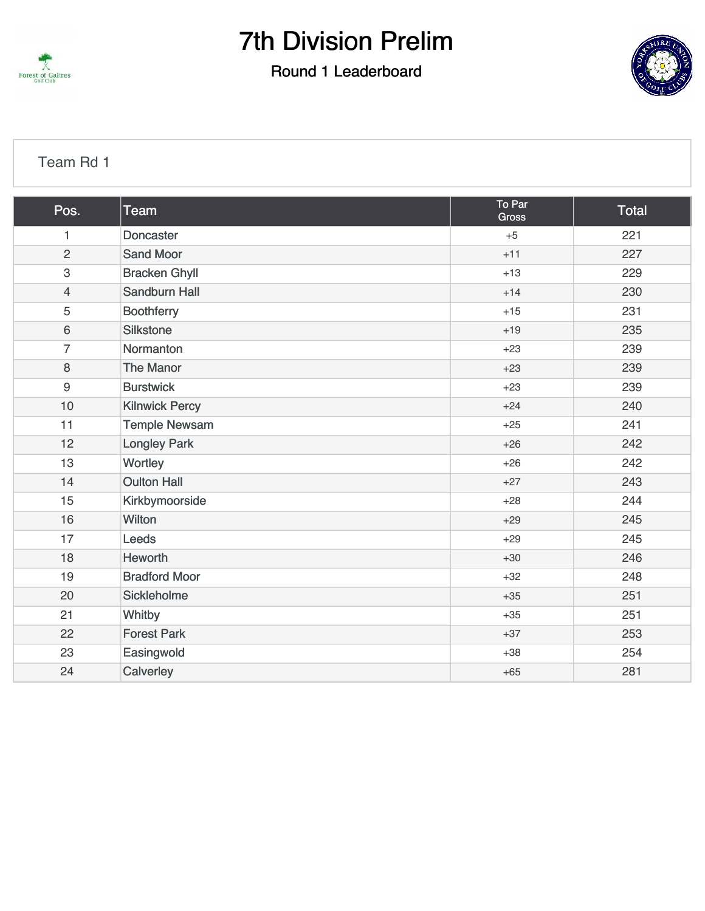# 7th Division Prelim

## Round 1 Leaderboard

Team Rd 1

| Pos. | Team | To Par Gross | Total |
|---|---|---|---|
| 1 | Doncaster | +5 | 221 |
| 2 | Sand Moor | +11 | 227 |
| 3 | Bracken Ghyll | +13 | 229 |
| 4 | Sandburn Hall | +14 | 230 |
| 5 | Boothferry | +15 | 231 |
| 6 | Silkstone | +19 | 235 |
| 7 | Normanton | +23 | 239 |
| 8 | The Manor | +23 | 239 |
| 9 | Burstwick | +23 | 239 |
| 10 | Kilnwick Percy | +24 | 240 |
| 11 | Temple Newsam | +25 | 241 |
| 12 | Longley Park | +26 | 242 |
| 13 | Wortley | +26 | 242 |
| 14 | Oulton Hall | +27 | 243 |
| 15 | Kirkbymoorside | +28 | 244 |
| 16 | Wilton | +29 | 245 |
| 17 | Leeds | +29 | 245 |
| 18 | Heworth | +30 | 246 |
| 19 | Bradford Moor | +32 | 248 |
| 20 | Sickleholme | +35 | 251 |
| 21 | Whitby | +35 | 251 |
| 22 | Forest Park | +37 | 253 |
| 23 | Easingwold | +38 | 254 |
| 24 | Calverley | +65 | 281 |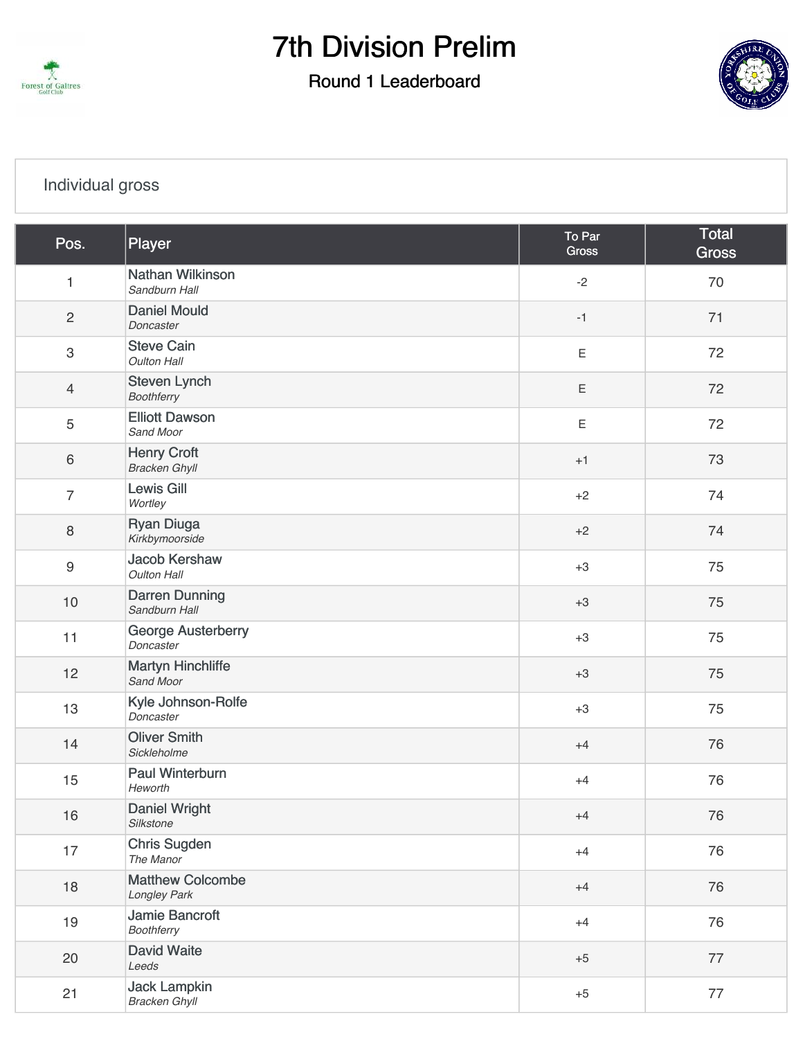# 7th Division Prelim

## Round 1 Leaderboard

Individual gross

| Pos. | Player | To Par Gross | Total Gross |
|---|---|---|---|
| 1 | Nathan Wilkinson *Sandburn Hall* | -2 | 70 |
| 2 | Daniel Mould *Doncaster* | -1 | 71 |
| 3 | Steve Cain *Oulton Hall* | E | 72 |
| 4 | Steven Lynch *Boothferry* | E | 72 |
| 5 | Elliott Dawson *Sand Moor* | E | 72 |
| 6 | Henry Croft *Bracken Ghyll* | +1 | 73 |
| 7 | Lewis Gill *Wortley* | +2 | 74 |
| 8 | Ryan Diuga *Kirkbymoorside* | +2 | 74 |
| 9 | Jacob Kershaw *Oulton Hall* | +3 | 75 |
| 10 | Darren Dunning *Sandburn Hall* | +3 | 75 |
| 11 | George Austerberry *Doncaster* | +3 | 75 |
| 12 | Martyn Hinchliffe *Sand Moor* | +3 | 75 |
| 13 | Kyle Johnson-Rolfe *Doncaster* | +3 | 75 |
| 14 | Oliver Smith *Sickleholme* | +4 | 76 |
| 15 | Paul Winterburn *Heworth* | +4 | 76 |
| 16 | Daniel Wright *Silkstone* | +4 | 76 |
| 17 | Chris Sugden *The Manor* | +4 | 76 |
| 18 | Matthew Colcombe *Longley Park* | +4 | 76 |
| 19 | Jamie Bancroft *Boothferry* | +4 | 76 |
| 20 | David Waite *Leeds* | +5 | 77 |
| 21 | Jack Lampkin *Bracken Ghyll* | +5 | 77 |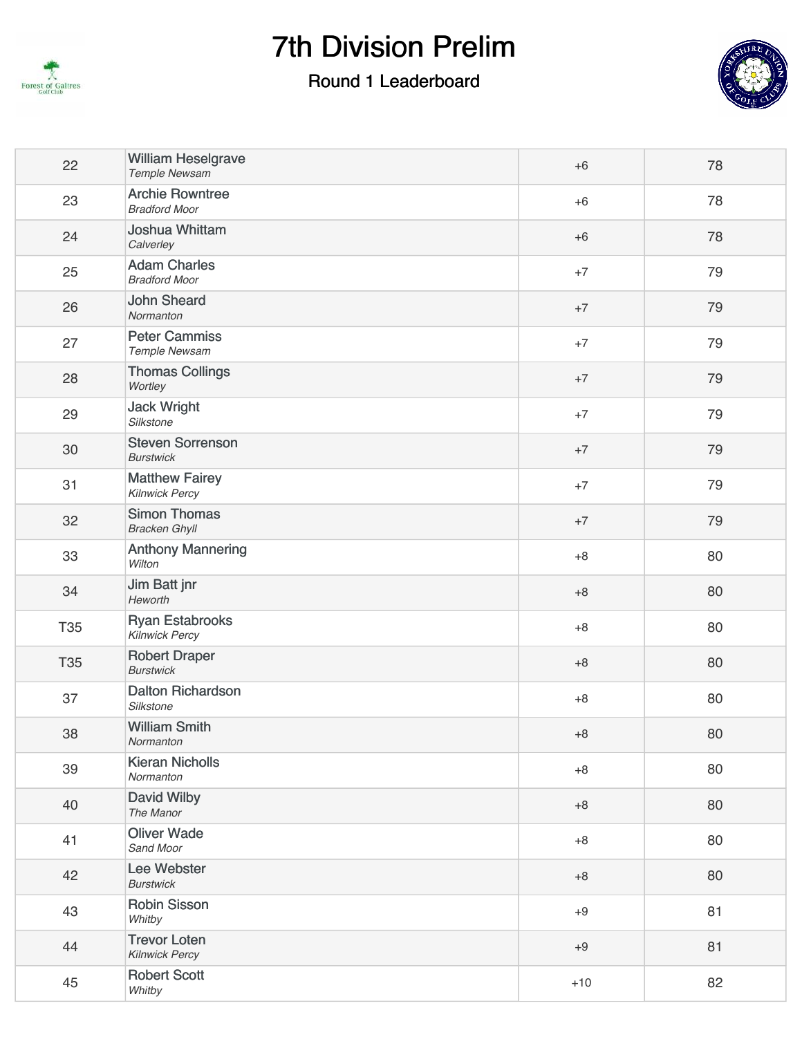# 7th Division Prelim

## Round 1 Leaderboard

| Pos | Player | To Par | Score |
|---|---|---|---|
| 22 | William Heselgrave *Temple Newsam* | +6 | 78 |
| 23 | Archie Rowntree *Bradford Moor* | +6 | 78 |
| 24 | Joshua Whittam *Calverley* | +6 | 78 |
| 25 | Adam Charles *Bradford Moor* | +7 | 79 |
| 26 | John Sheard *Normanton* | +7 | 79 |
| 27 | Peter Cammiss *Temple Newsam* | +7 | 79 |
| 28 | Thomas Collings *Wortley* | +7 | 79 |
| 29 | Jack Wright *Silkstone* | +7 | 79 |
| 30 | Steven Sorrenson *Burstwick* | +7 | 79 |
| 31 | Matthew Fairey *Kilnwick Percy* | +7 | 79 |
| 32 | Simon Thomas *Bracken Ghyll* | +7 | 79 |
| 33 | Anthony Mannering *Wilton* | +8 | 80 |
| 34 | Jim Batt jnr *Heworth* | +8 | 80 |
| T35 | Ryan Estabrooks *Kilnwick Percy* | +8 | 80 |
| T35 | Robert Draper *Burstwick* | +8 | 80 |
| 37 | Dalton Richardson *Silkstone* | +8 | 80 |
| 38 | William Smith *Normanton* | +8 | 80 |
| 39 | Kieran Nicholls *Normanton* | +8 | 80 |
| 40 | David Wilby *The Manor* | +8 | 80 |
| 41 | Oliver Wade *Sand Moor* | +8 | 80 |
| 42 | Lee Webster *Burstwick* | +8 | 80 |
| 43 | Robin Sisson *Whitby* | +9 | 81 |
| 44 | Trevor Loten *Kilnwick Percy* | +9 | 81 |
| 45 | Robert Scott *Whitby* | +10 | 82 |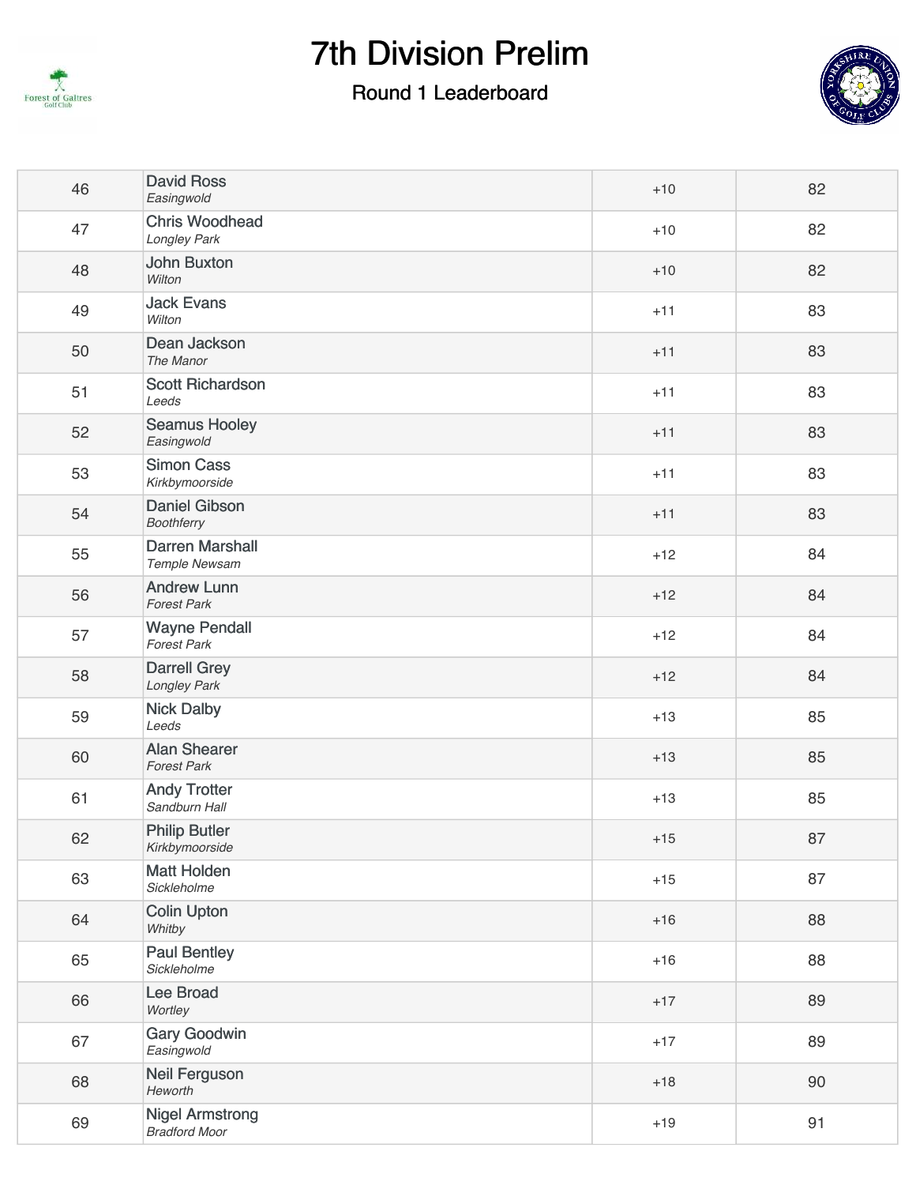# 7th Division Prelim

## Round 1 Leaderboard

| Pos | Player | To Par | Score |
|---|---|---|---|
| 46 | David Ross *Easingwold* | +10 | 82 |
| 47 | Chris Woodhead *Longley Park* | +10 | 82 |
| 48 | John Buxton *Wilton* | +10 | 82 |
| 49 | Jack Evans *Wilton* | +11 | 83 |
| 50 | Dean Jackson *The Manor* | +11 | 83 |
| 51 | Scott Richardson *Leeds* | +11 | 83 |
| 52 | Seamus Hooley *Easingwold* | +11 | 83 |
| 53 | Simon Cass *Kirkbymoorside* | +11 | 83 |
| 54 | Daniel Gibson *Boothferry* | +11 | 83 |
| 55 | Darren Marshall *Temple Newsam* | +12 | 84 |
| 56 | Andrew Lunn *Forest Park* | +12 | 84 |
| 57 | Wayne Pendall *Forest Park* | +12 | 84 |
| 58 | Darrell Grey *Longley Park* | +12 | 84 |
| 59 | Nick Dalby *Leeds* | +13 | 85 |
| 60 | Alan Shearer *Forest Park* | +13 | 85 |
| 61 | Andy Trotter *Sandburn Hall* | +13 | 85 |
| 62 | Philip Butler *Kirkbymoorside* | +15 | 87 |
| 63 | Matt Holden *Sickleholme* | +15 | 87 |
| 64 | Colin Upton *Whitby* | +16 | 88 |
| 65 | Paul Bentley *Sickleholme* | +16 | 88 |
| 66 | Lee Broad *Wortley* | +17 | 89 |
| 67 | Gary Goodwin *Easingwold* | +17 | 89 |
| 68 | Neil Ferguson *Heworth* | +18 | 90 |
| 69 | Nigel Armstrong *Bradford Moor* | +19 | 91 |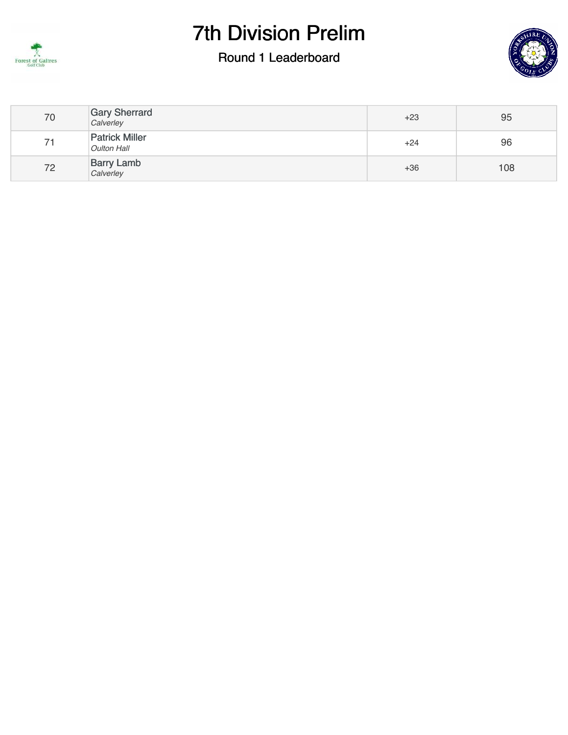# 7th Division Prelim

## Round 1 Leaderboard

| | | | |
|---|---|---|---|
| 70 | Gary Sherrard<br>*Calverley* | +23 | 95 |
| 71 | Patrick Miller<br>*Oulton Hall* | +24 | 96 |
| 72 | Barry Lamb<br>*Calverley* | +36 | 108 |